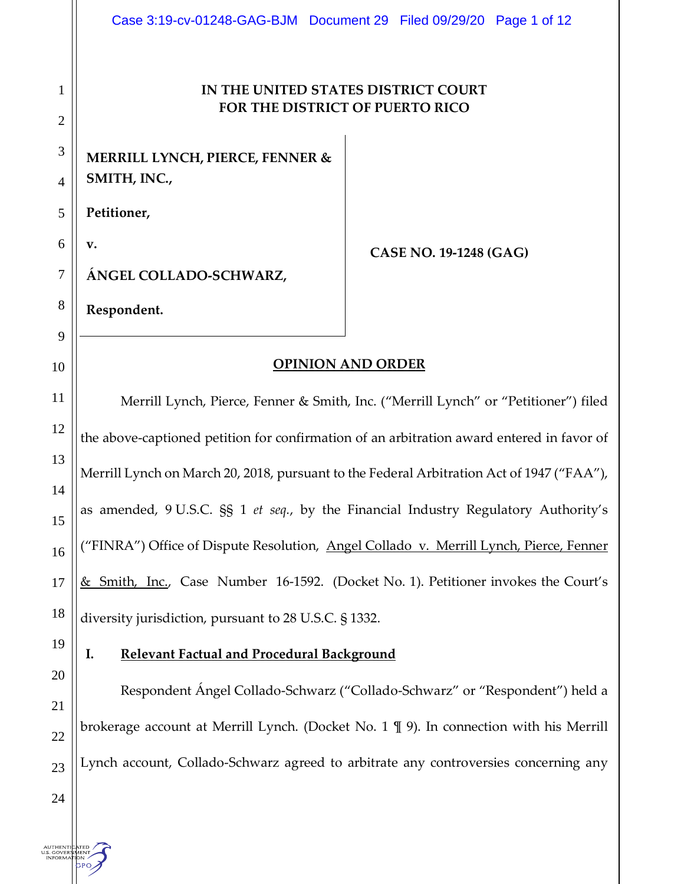**IN THE UNITED STATES DISTRICT COURT**
**FOR THE DISTRICT OF PUERTO RICO**

**MERRILL LYNCH, PIERCE, FENNER & SMITH, INC.,**

**Petitioner,**

**v.**

**ÁNGEL COLLADO-SCHWARZ,**

**Respondent.**

**CASE NO. 19-1248 (GAG)**

## OPINION AND ORDER

Merrill Lynch, Pierce, Fenner & Smith, Inc. ("Merrill Lynch" or "Petitioner") filed the above-captioned petition for confirmation of an arbitration award entered in favor of Merrill Lynch on March 20, 2018, pursuant to the Federal Arbitration Act of 1947 ("FAA"), as amended, 9 U.S.C. §§ 1 *et seq.*, by the Financial Industry Regulatory Authority's ("FINRA") Office of Dispute Resolution, Angel Collado v. Merrill Lynch, Pierce, Fenner & Smith, Inc., Case Number 16-1592. (Docket No. 1). Petitioner invokes the Court's diversity jurisdiction, pursuant to 28 U.S.C. § 1332.

### I. Relevant Factual and Procedural Background

Respondent Ángel Collado-Schwarz ("Collado-Schwarz" or "Respondent") held a brokerage account at Merrill Lynch. (Docket No. 1 ¶ 9). In connection with his Merrill Lynch account, Collado-Schwarz agreed to arbitrate any controversies concerning any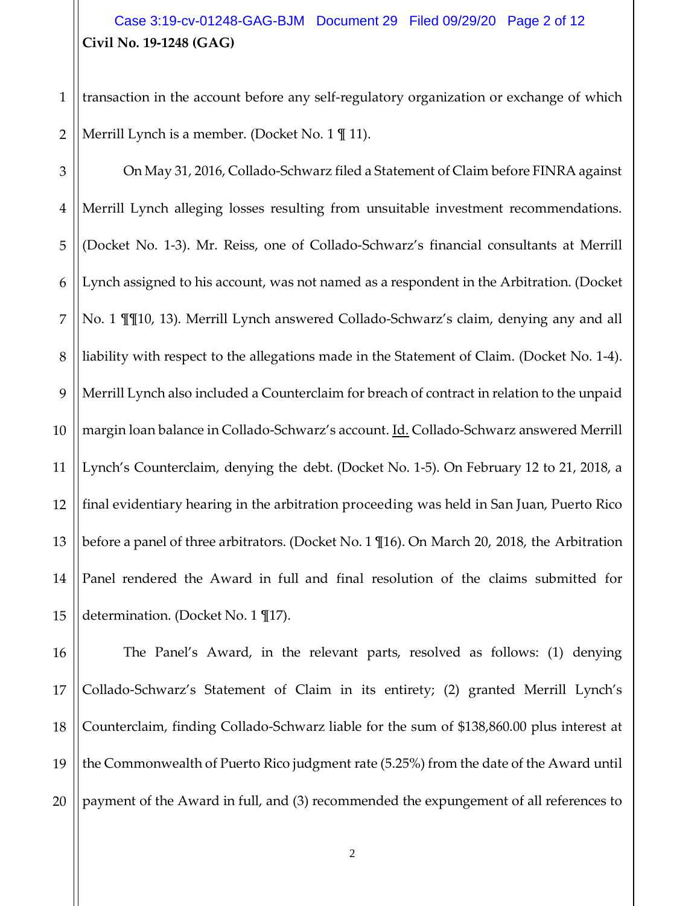transaction in the account before any self-regulatory organization or exchange of which Merrill Lynch is a member. (Docket No. 1 ¶ 11).

On May 31, 2016, Collado-Schwarz filed a Statement of Claim before FINRA against Merrill Lynch alleging losses resulting from unsuitable investment recommendations. (Docket No. 1-3). Mr. Reiss, one of Collado-Schwarz's financial consultants at Merrill Lynch assigned to his account, was not named as a respondent in the Arbitration. (Docket No. 1 ¶¶10, 13). Merrill Lynch answered Collado-Schwarz's claim, denying any and all liability with respect to the allegations made in the Statement of Claim. (Docket No. 1-4). Merrill Lynch also included a Counterclaim for breach of contract in relation to the unpaid margin loan balance in Collado-Schwarz's account. Id. Collado-Schwarz answered Merrill Lynch's Counterclaim, denying the debt. (Docket No. 1-5). On February 12 to 21, 2018, a final evidentiary hearing in the arbitration proceeding was held in San Juan, Puerto Rico before a panel of three arbitrators. (Docket No. 1 ¶16). On March 20, 2018, the Arbitration Panel rendered the Award in full and final resolution of the claims submitted for determination. (Docket No. 1 ¶17).

The Panel's Award, in the relevant parts, resolved as follows: (1) denying Collado-Schwarz's Statement of Claim in its entirety; (2) granted Merrill Lynch's Counterclaim, finding Collado-Schwarz liable for the sum of $138,860.00 plus interest at the Commonwealth of Puerto Rico judgment rate (5.25%) from the date of the Award until payment of the Award in full, and (3) recommended the expungement of all references to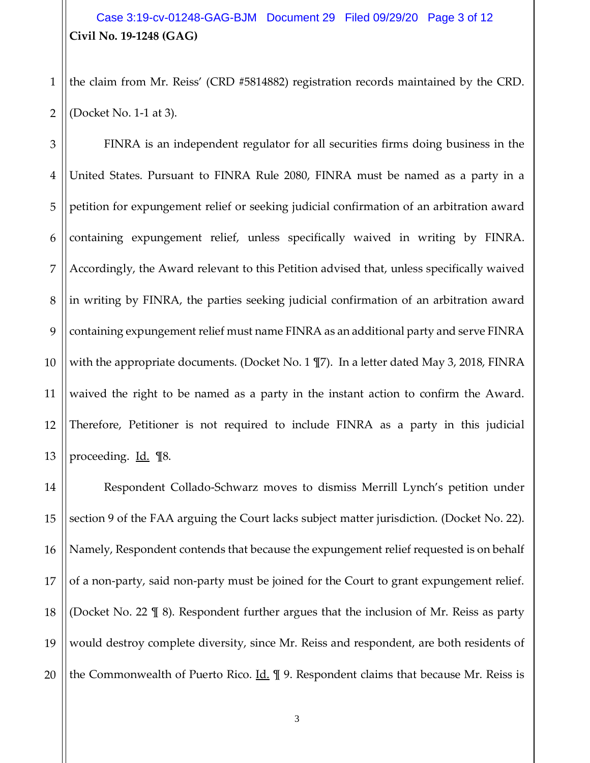the claim from Mr. Reiss' (CRD #5814882) registration records maintained by the CRD. (Docket No. 1-1 at 3).

FINRA is an independent regulator for all securities firms doing business in the United States. Pursuant to FINRA Rule 2080, FINRA must be named as a party in a petition for expungement relief or seeking judicial confirmation of an arbitration award containing expungement relief, unless specifically waived in writing by FINRA. Accordingly, the Award relevant to this Petition advised that, unless specifically waived in writing by FINRA, the parties seeking judicial confirmation of an arbitration award containing expungement relief must name FINRA as an additional party and serve FINRA with the appropriate documents. (Docket No. 1 ¶7). In a letter dated May 3, 2018, FINRA waived the right to be named as a party in the instant action to confirm the Award. Therefore, Petitioner is not required to include FINRA as a party in this judicial proceeding. Id. ¶8.

Respondent Collado-Schwarz moves to dismiss Merrill Lynch's petition under section 9 of the FAA arguing the Court lacks subject matter jurisdiction. (Docket No. 22). Namely, Respondent contends that because the expungement relief requested is on behalf of a non-party, said non-party must be joined for the Court to grant expungement relief. (Docket No. 22 ¶ 8). Respondent further argues that the inclusion of Mr. Reiss as party would destroy complete diversity, since Mr. Reiss and respondent, are both residents of the Commonwealth of Puerto Rico. Id. ¶ 9. Respondent claims that because Mr. Reiss is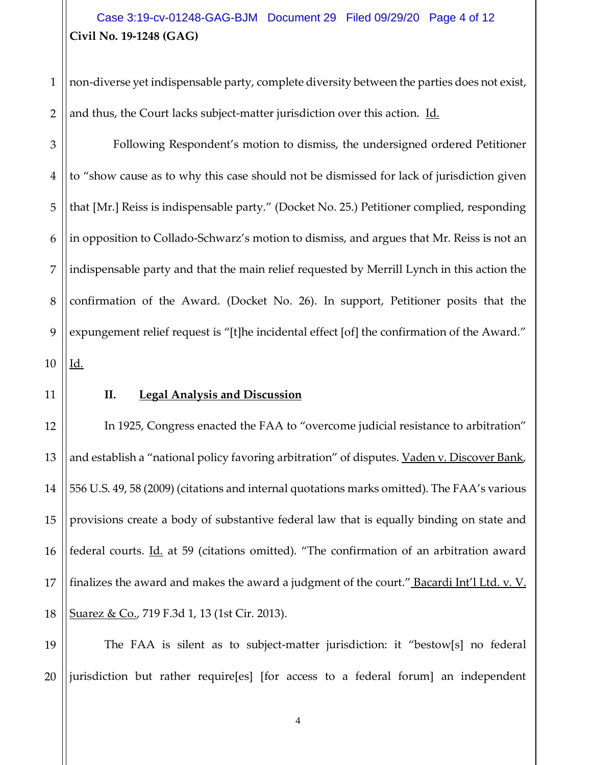non-diverse yet indispensable party, complete diversity between the parties does not exist, and thus, the Court lacks subject-matter jurisdiction over this action. Id.

Following Respondent's motion to dismiss, the undersigned ordered Petitioner to "show cause as to why this case should not be dismissed for lack of jurisdiction given that [Mr.] Reiss is indispensable party." (Docket No. 25.) Petitioner complied, responding in opposition to Collado-Schwarz's motion to dismiss, and argues that Mr. Reiss is not an indispensable party and that the main relief requested by Merrill Lynch in this action the confirmation of the Award. (Docket No. 26). In support, Petitioner posits that the expungement relief request is "[t]he incidental effect [of] the confirmation of the Award." Id.

## II. Legal Analysis and Discussion

In 1925, Congress enacted the FAA to "overcome judicial resistance to arbitration" and establish a "national policy favoring arbitration" of disputes. Vaden v. Discover Bank, 556 U.S. 49, 58 (2009) (citations and internal quotations marks omitted). The FAA's various provisions create a body of substantive federal law that is equally binding on state and federal courts. Id. at 59 (citations omitted). "The confirmation of an arbitration award finalizes the award and makes the award a judgment of the court." Bacardi Int'l Ltd. v. V. Suarez & Co., 719 F.3d 1, 13 (1st Cir. 2013).

The FAA is silent as to subject-matter jurisdiction: it "bestow[s] no federal jurisdiction but rather require[es] [for access to a federal forum] an independent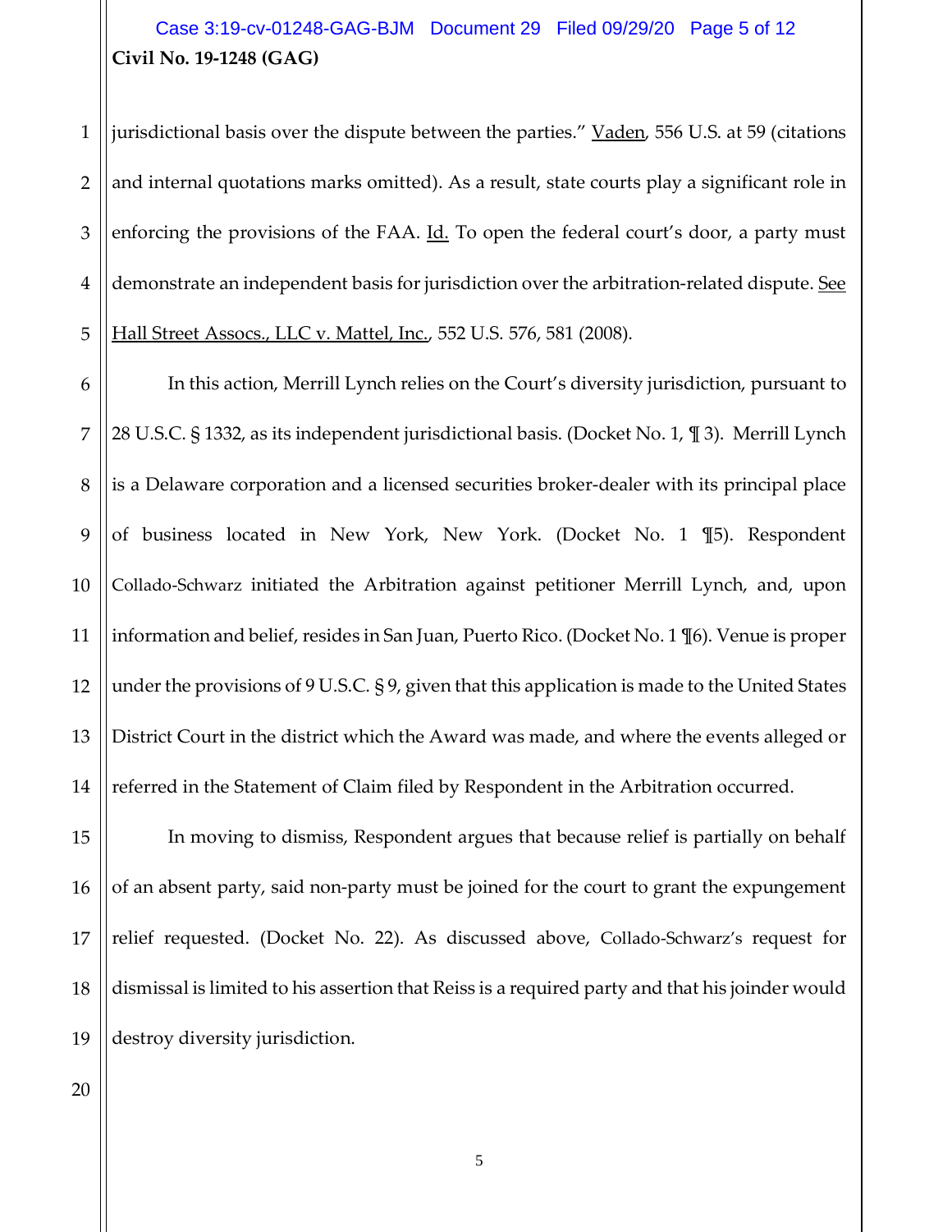jurisdictional basis over the dispute between the parties." Vaden, 556 U.S. at 59 (citations and internal quotations marks omitted). As a result, state courts play a significant role in enforcing the provisions of the FAA. Id. To open the federal court's door, a party must demonstrate an independent basis for jurisdiction over the arbitration-related dispute. See Hall Street Assocs., LLC v. Mattel, Inc., 552 U.S. 576, 581 (2008).

In this action, Merrill Lynch relies on the Court's diversity jurisdiction, pursuant to 28 U.S.C. § 1332, as its independent jurisdictional basis. (Docket No. 1, ¶ 3). Merrill Lynch is a Delaware corporation and a licensed securities broker-dealer with its principal place of business located in New York, New York. (Docket No. 1 ¶5). Respondent Collado-Schwarz initiated the Arbitration against petitioner Merrill Lynch, and, upon information and belief, resides in San Juan, Puerto Rico. (Docket No. 1 ¶6). Venue is proper under the provisions of 9 U.S.C. § 9, given that this application is made to the United States District Court in the district which the Award was made, and where the events alleged or referred in the Statement of Claim filed by Respondent in the Arbitration occurred.

In moving to dismiss, Respondent argues that because relief is partially on behalf of an absent party, said non-party must be joined for the court to grant the expungement relief requested. (Docket No. 22). As discussed above, Collado-Schwarz's request for dismissal is limited to his assertion that Reiss is a required party and that his joinder would destroy diversity jurisdiction.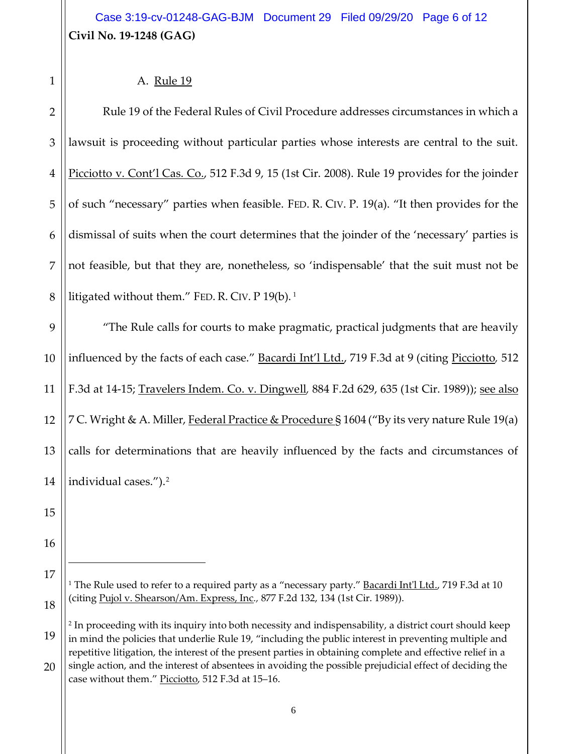### A. Rule 19

Rule 19 of the Federal Rules of Civil Procedure addresses circumstances in which a lawsuit is proceeding without particular parties whose interests are central to the suit. Picciotto v. Cont'l Cas. Co., 512 F.3d 9, 15 (1st Cir. 2008). Rule 19 provides for the joinder of such "necessary" parties when feasible. FED. R. CIV. P. 19(a). "It then provides for the dismissal of suits when the court determines that the joinder of the 'necessary' parties is not feasible, but that they are, nonetheless, so 'indispensable' that the suit must not be litigated without them." FED. R. CIV. P 19(b).[1]

"The Rule calls for courts to make pragmatic, practical judgments that are heavily influenced by the facts of each case." Bacardi Int'l Ltd., 719 F.3d at 9 (citing Picciotto, 512 F.3d at 14-15; Travelers Indem. Co. v. Dingwell, 884 F.2d 629, 635 (1st Cir. 1989)); see also 7 C. Wright & A. Miller, Federal Practice & Procedure § 1604 ("By its very nature Rule 19(a) calls for determinations that are heavily influenced by the facts and circumstances of individual cases.").[2]

---

[1] The Rule used to refer to a required party as a "necessary party." Bacardi Int'l Ltd., 719 F.3d at 10 (citing Pujol v. Shearson/Am. Express, Inc., 877 F.2d 132, 134 (1st Cir. 1989)).

[2] In proceeding with its inquiry into both necessity and indispensability, a district court should keep in mind the policies that underlie Rule 19, "including the public interest in preventing multiple and repetitive litigation, the interest of the present parties in obtaining complete and effective relief in a single action, and the interest of absentees in avoiding the possible prejudicial effect of deciding the case without them." Picciotto, 512 F.3d at 15–16.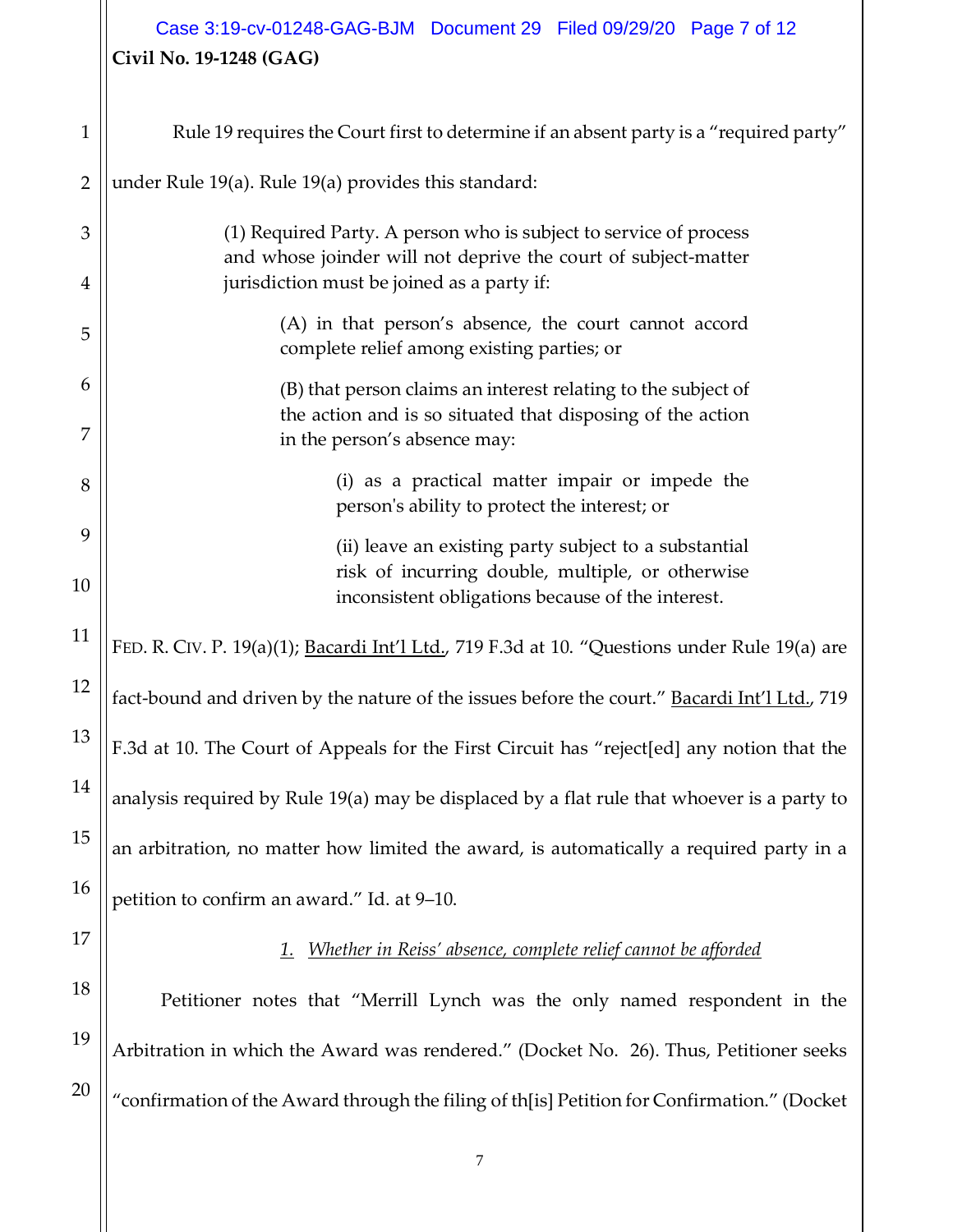Rule 19 requires the Court first to determine if an absent party is a "required party" under Rule 19(a). Rule 19(a) provides this standard:

> (1) Required Party. A person who is subject to service of process and whose joinder will not deprive the court of subject-matter jurisdiction must be joined as a party if:
>
> > (A) in that person's absence, the court cannot accord complete relief among existing parties; or
> >
> > (B) that person claims an interest relating to the subject of the action and is so situated that disposing of the action in the person's absence may:
> >
> > > (i) as a practical matter impair or impede the person's ability to protect the interest; or
> > >
> > > (ii) leave an existing party subject to a substantial risk of incurring double, multiple, or otherwise inconsistent obligations because of the interest.

FED. R. CIV. P. 19(a)(1); Bacardi Int'l Ltd., 719 F.3d at 10. "Questions under Rule 19(a) are fact-bound and driven by the nature of the issues before the court." Bacardi Int'l Ltd., 719 F.3d at 10. The Court of Appeals for the First Circuit has "reject[ed] any notion that the analysis required by Rule 19(a) may be displaced by a flat rule that whoever is a party to an arbitration, no matter how limited the award, is automatically a required party in a petition to confirm an award." Id. at 9–10.

*1. Whether in Reiss' absence, complete relief cannot be afforded*

Petitioner notes that "Merrill Lynch was the only named respondent in the Arbitration in which the Award was rendered." (Docket No. 26). Thus, Petitioner seeks "confirmation of the Award through the filing of th[is] Petition for Confirmation." (Docket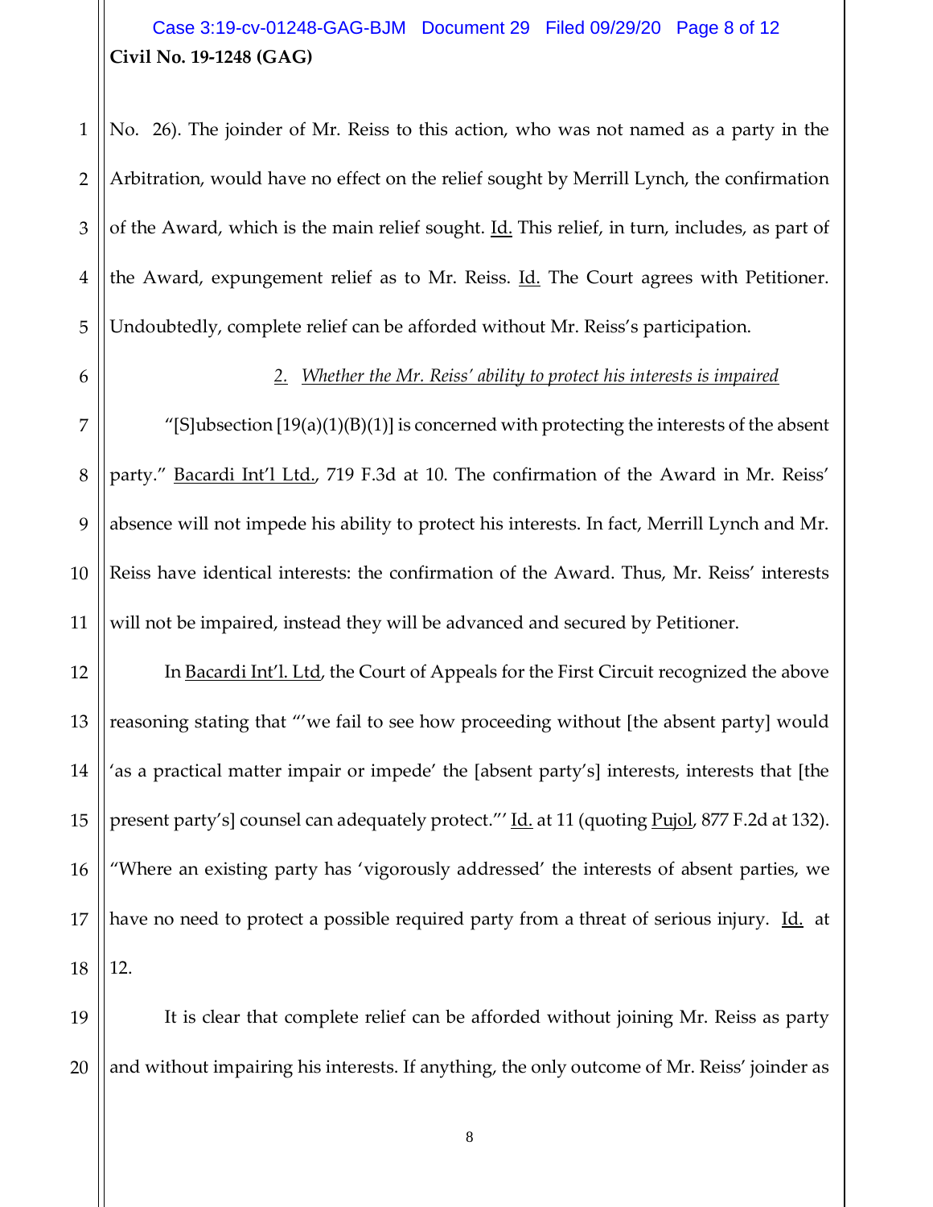No. 26). The joinder of Mr. Reiss to this action, who was not named as a party in the Arbitration, would have no effect on the relief sought by Merrill Lynch, the confirmation of the Award, which is the main relief sought. Id. This relief, in turn, includes, as part of the Award, expungement relief as to Mr. Reiss. Id. The Court agrees with Petitioner. Undoubtedly, complete relief can be afforded without Mr. Reiss's participation.

*2. Whether the Mr. Reiss' ability to protect his interests is impaired*

"[S]ubsection [19(a)(1)(B)(1)] is concerned with protecting the interests of the absent party." Bacardi Int'l Ltd., 719 F.3d at 10. The confirmation of the Award in Mr. Reiss' absence will not impede his ability to protect his interests. In fact, Merrill Lynch and Mr. Reiss have identical interests: the confirmation of the Award. Thus, Mr. Reiss' interests will not be impaired, instead they will be advanced and secured by Petitioner.

In Bacardi Int'l. Ltd, the Court of Appeals for the First Circuit recognized the above reasoning stating that "'we fail to see how proceeding without [the absent party] would 'as a practical matter impair or impede' the [absent party's] interests, interests that [the present party's] counsel can adequately protect."' Id. at 11 (quoting Pujol, 877 F.2d at 132). "Where an existing party has 'vigorously addressed' the interests of absent parties, we have no need to protect a possible required party from a threat of serious injury. Id. at 12.

It is clear that complete relief can be afforded without joining Mr. Reiss as party and without impairing his interests. If anything, the only outcome of Mr. Reiss' joinder as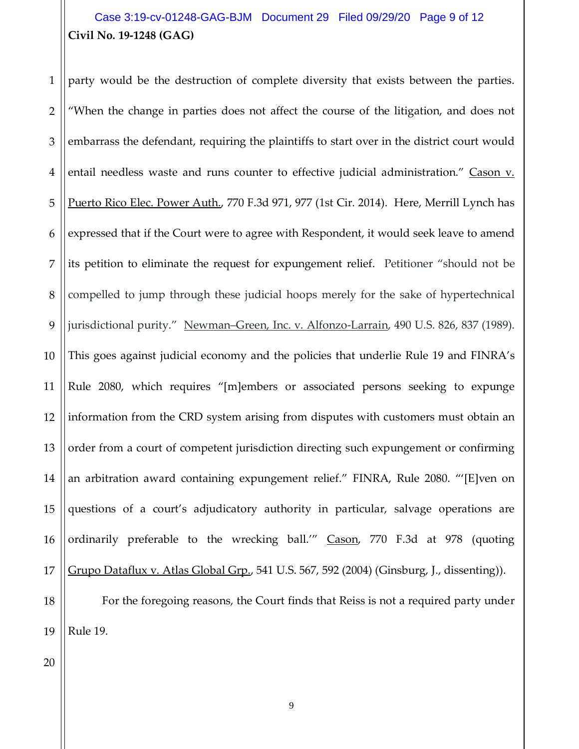party would be the destruction of complete diversity that exists between the parties. "When the change in parties does not affect the course of the litigation, and does not embarrass the defendant, requiring the plaintiffs to start over in the district court would entail needless waste and runs counter to effective judicial administration." Cason v. Puerto Rico Elec. Power Auth., 770 F.3d 971, 977 (1st Cir. 2014). Here, Merrill Lynch has expressed that if the Court were to agree with Respondent, it would seek leave to amend its petition to eliminate the request for expungement relief. Petitioner "should not be compelled to jump through these judicial hoops merely for the sake of hypertechnical jurisdictional purity." Newman–Green, Inc. v. Alfonzo-Larrain, 490 U.S. 826, 837 (1989). This goes against judicial economy and the policies that underlie Rule 19 and FINRA's Rule 2080, which requires "[m]embers or associated persons seeking to expunge information from the CRD system arising from disputes with customers must obtain an order from a court of competent jurisdiction directing such expungement or confirming an arbitration award containing expungement relief." FINRA, Rule 2080. "'[E]ven on questions of a court's adjudicatory authority in particular, salvage operations are ordinarily preferable to the wrecking ball.'" Cason, 770 F.3d at 978 (quoting Grupo Dataflux v. Atlas Global Grp., 541 U.S. 567, 592 (2004) (Ginsburg, J., dissenting)).

For the foregoing reasons, the Court finds that Reiss is not a required party under Rule 19.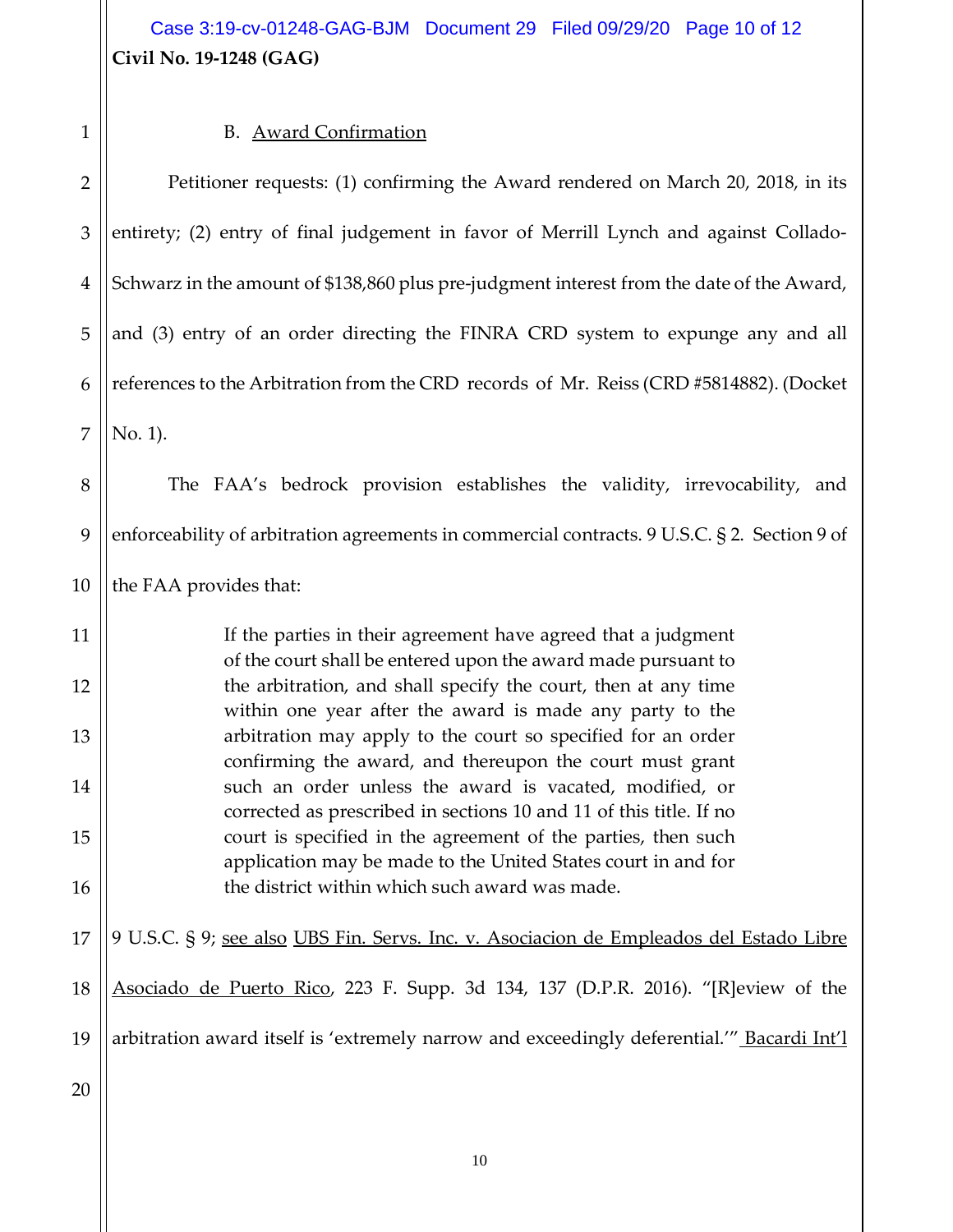### B. Award Confirmation

Petitioner requests: (1) confirming the Award rendered on March 20, 2018, in its entirety; (2) entry of final judgement in favor of Merrill Lynch and against Collado-Schwarz in the amount of $138,860 plus pre-judgment interest from the date of the Award, and (3) entry of an order directing the FINRA CRD system to expunge any and all references to the Arbitration from the CRD records of Mr. Reiss (CRD #5814882). (Docket No. 1).

The FAA's bedrock provision establishes the validity, irrevocability, and enforceability of arbitration agreements in commercial contracts. 9 U.S.C. § 2. Section 9 of the FAA provides that:

> If the parties in their agreement have agreed that a judgment of the court shall be entered upon the award made pursuant to the arbitration, and shall specify the court, then at any time within one year after the award is made any party to the arbitration may apply to the court so specified for an order confirming the award, and thereupon the court must grant such an order unless the award is vacated, modified, or corrected as prescribed in sections 10 and 11 of this title. If no court is specified in the agreement of the parties, then such application may be made to the United States court in and for the district within which such award was made.

9 U.S.C. § 9; see also UBS Fin. Servs. Inc. v. Asociacion de Empleados del Estado Libre Asociado de Puerto Rico, 223 F. Supp. 3d 134, 137 (D.P.R. 2016). "[R]eview of the arbitration award itself is 'extremely narrow and exceedingly deferential.'" Bacardi Int'l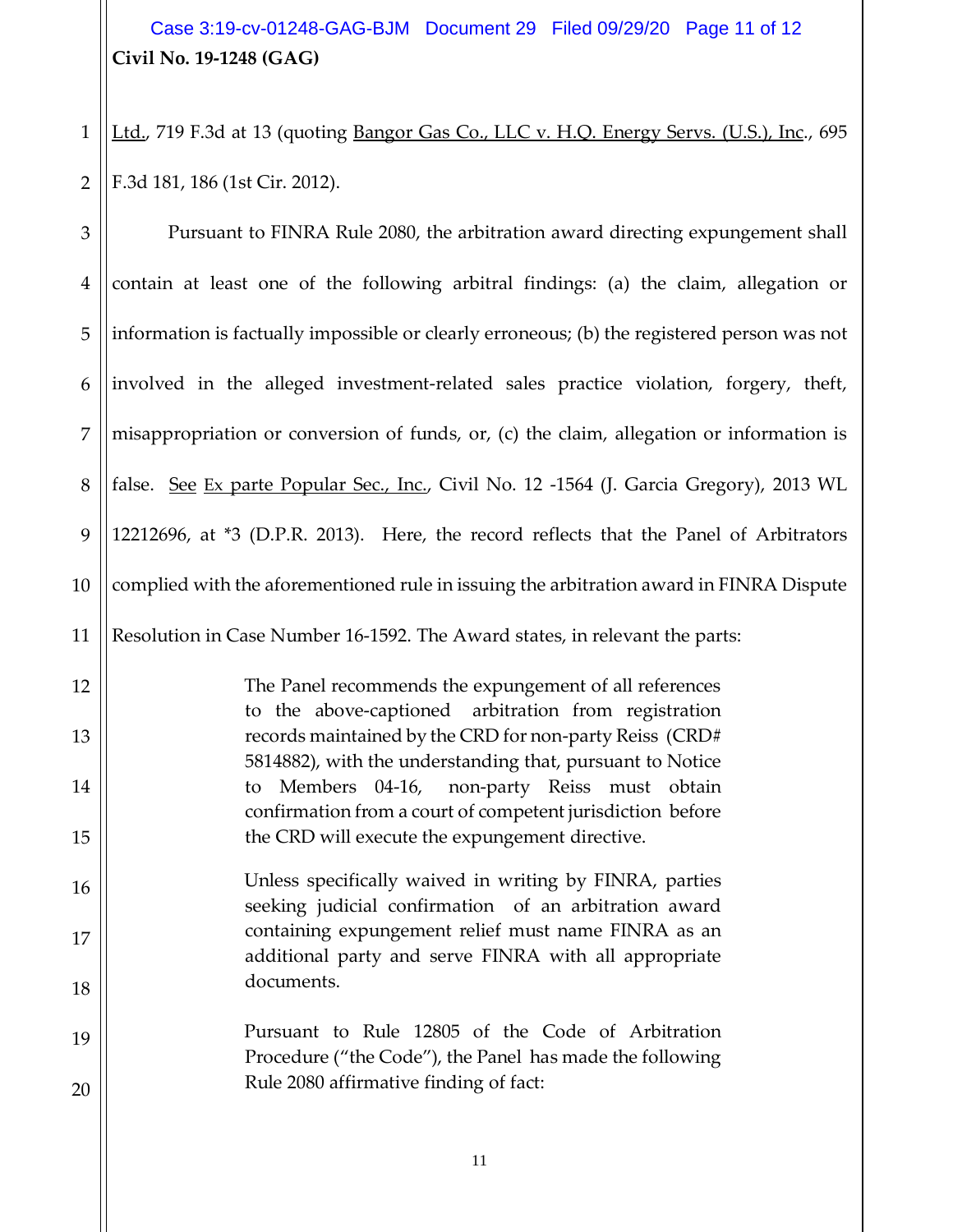Ltd., 719 F.3d at 13 (quoting Bangor Gas Co., LLC v. H.Q. Energy Servs. (U.S.), Inc., 695 F.3d 181, 186 (1st Cir. 2012).

Pursuant to FINRA Rule 2080, the arbitration award directing expungement shall contain at least one of the following arbitral findings: (a) the claim, allegation or information is factually impossible or clearly erroneous; (b) the registered person was not involved in the alleged investment-related sales practice violation, forgery, theft, misappropriation or conversion of funds, or, (c) the claim, allegation or information is false. See Ex parte Popular Sec., Inc., Civil No. 12 -1564 (J. Garcia Gregory), 2013 WL 12212696, at *3 (D.P.R. 2013). Here, the record reflects that the Panel of Arbitrators complied with the aforementioned rule in issuing the arbitration award in FINRA Dispute Resolution in Case Number 16-1592. The Award states, in relevant the parts:

> The Panel recommends the expungement of all references to the above-captioned arbitration from registration records maintained by the CRD for non-party Reiss (CRD# 5814882), with the understanding that, pursuant to Notice to Members 04-16, non-party Reiss must obtain confirmation from a court of competent jurisdiction before the CRD will execute the expungement directive.
>
> Unless specifically waived in writing by FINRA, parties seeking judicial confirmation of an arbitration award containing expungement relief must name FINRA as an additional party and serve FINRA with all appropriate documents.
>
> Pursuant to Rule 12805 of the Code of Arbitration Procedure ("the Code"), the Panel has made the following Rule 2080 affirmative finding of fact: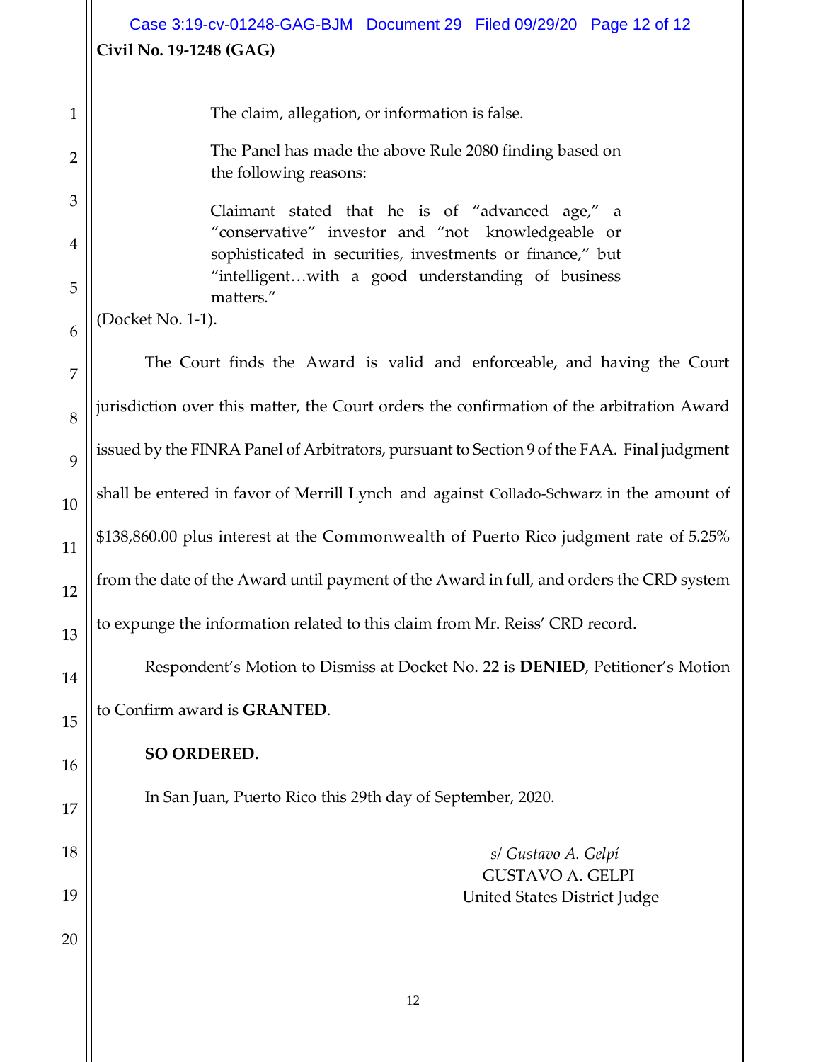Civil No. 19-1248 (GAG)

> The claim, allegation, or information is false.
>
> The Panel has made the above Rule 2080 finding based on the following reasons:
>
> Claimant stated that he is of "advanced age," a "conservative" investor and "not knowledgeable or sophisticated in securities, investments or finance," but "intelligent…with a good understanding of business matters."

(Docket No. 1-1).

The Court finds the Award is valid and enforceable, and having the Court jurisdiction over this matter, the Court orders the confirmation of the arbitration Award issued by the FINRA Panel of Arbitrators, pursuant to Section 9 of the FAA. Final judgment shall be entered in favor of Merrill Lynch and against Collado-Schwarz in the amount of $138,860.00 plus interest at the Commonwealth of Puerto Rico judgment rate of 5.25% from the date of the Award until payment of the Award in full, and orders the CRD system to expunge the information related to this claim from Mr. Reiss' CRD record.

Respondent's Motion to Dismiss at Docket No. 22 is **DENIED**, Petitioner's Motion to Confirm award is **GRANTED**.

**SO ORDERED.**

In San Juan, Puerto Rico this 29th day of September, 2020.

*s/ Gustavo A. Gelpí*
GUSTAVO A. GELPI
United States District Judge